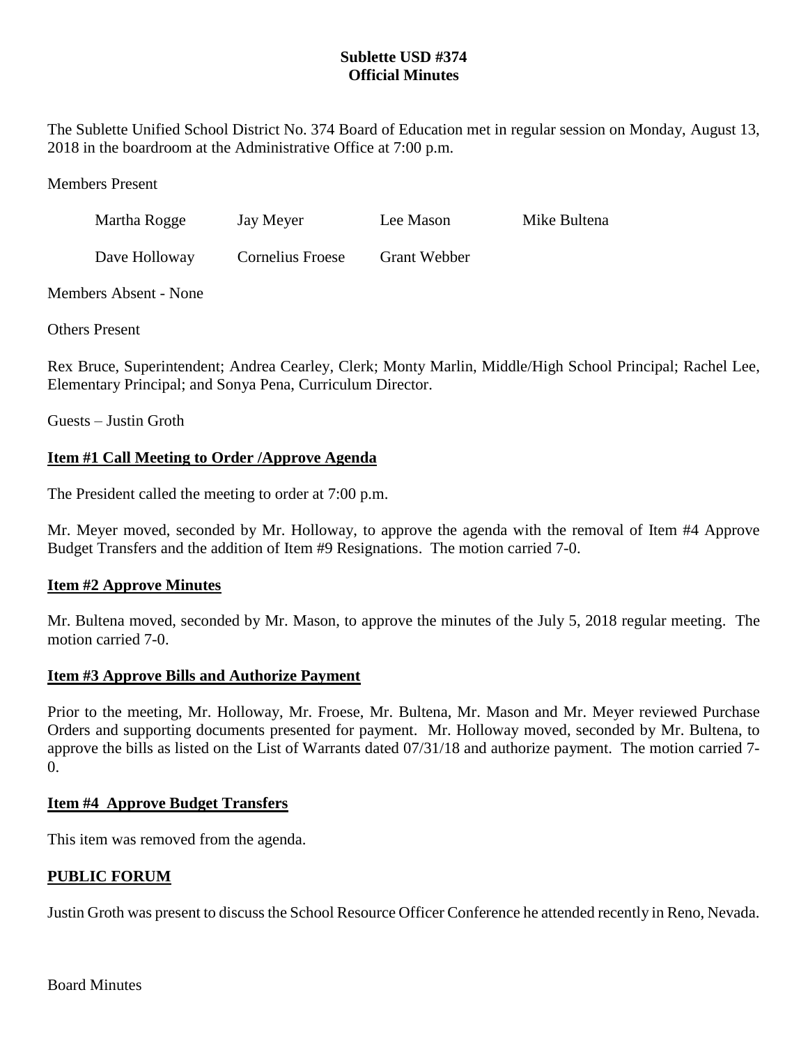# Sublette USD #374
## Official Minutes

The Sublette Unified School District No. 374 Board of Education met in regular session on Monday, August 13, 2018 in the boardroom at the Administrative Office at 7:00 p.m.

Members Present

| | | | |
|---|---|---|---|
| Martha Rogge | Jay Meyer | Lee Mason | Mike Bultena |
| Dave Holloway | Cornelius Froese | Grant Webber | |

Members Absent - None

Others Present

Rex Bruce, Superintendent; Andrea Cearley, Clerk; Monty Marlin, Middle/High School Principal; Rachel Lee, Elementary Principal; and Sonya Pena, Curriculum Director.

Guests – Justin Groth

### Item #1 Call Meeting to Order /Approve Agenda

The President called the meeting to order at 7:00 p.m.

Mr. Meyer moved, seconded by Mr. Holloway, to approve the agenda with the removal of Item #4 Approve Budget Transfers and the addition of Item #9 Resignations. The motion carried 7-0.

### Item #2 Approve Minutes

Mr. Bultena moved, seconded by Mr. Mason, to approve the minutes of the July 5, 2018 regular meeting. The motion carried 7-0.

### Item #3 Approve Bills and Authorize Payment

Prior to the meeting, Mr. Holloway, Mr. Froese, Mr. Bultena, Mr. Mason and Mr. Meyer reviewed Purchase Orders and supporting documents presented for payment. Mr. Holloway moved, seconded by Mr. Bultena, to approve the bills as listed on the List of Warrants dated 07/31/18 and authorize payment. The motion carried 7-0.

### Item #4 Approve Budget Transfers

This item was removed from the agenda.

### PUBLIC FORUM

Justin Groth was present to discuss the School Resource Officer Conference he attended recently in Reno, Nevada.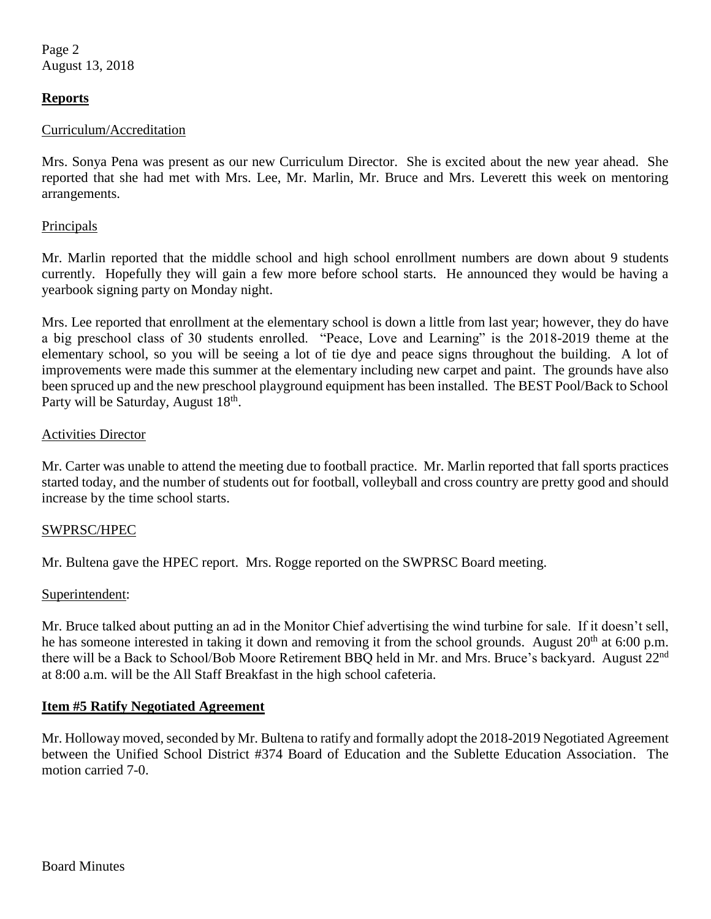## Reports

Curriculum/Accreditation

Mrs. Sonya Pena was present as our new Curriculum Director. She is excited about the new year ahead. She reported that she had met with Mrs. Lee, Mr. Marlin, Mr. Bruce and Mrs. Leverett this week on mentoring arrangements.

Principals

Mr. Marlin reported that the middle school and high school enrollment numbers are down about 9 students currently. Hopefully they will gain a few more before school starts. He announced they would be having a yearbook signing party on Monday night.

Mrs. Lee reported that enrollment at the elementary school is down a little from last year; however, they do have a big preschool class of 30 students enrolled. "Peace, Love and Learning" is the 2018-2019 theme at the elementary school, so you will be seeing a lot of tie dye and peace signs throughout the building. A lot of improvements were made this summer at the elementary including new carpet and paint. The grounds have also been spruced up and the new preschool playground equipment has been installed. The BEST Pool/Back to School Party will be Saturday, August 18th.

Activities Director

Mr. Carter was unable to attend the meeting due to football practice. Mr. Marlin reported that fall sports practices started today, and the number of students out for football, volleyball and cross country are pretty good and should increase by the time school starts.

SWPRSC/HPEC

Mr. Bultena gave the HPEC report. Mrs. Rogge reported on the SWPRSC Board meeting.

Superintendent:

Mr. Bruce talked about putting an ad in the Monitor Chief advertising the wind turbine for sale. If it doesn't sell, he has someone interested in taking it down and removing it from the school grounds. August 20th at 6:00 p.m. there will be a Back to School/Bob Moore Retirement BBQ held in Mr. and Mrs. Bruce's backyard. August 22nd at 8:00 a.m. will be the All Staff Breakfast in the high school cafeteria.

## Item #5 Ratify Negotiated Agreement

Mr. Holloway moved, seconded by Mr. Bultena to ratify and formally adopt the 2018-2019 Negotiated Agreement between the Unified School District #374 Board of Education and the Sublette Education Association. The motion carried 7-0.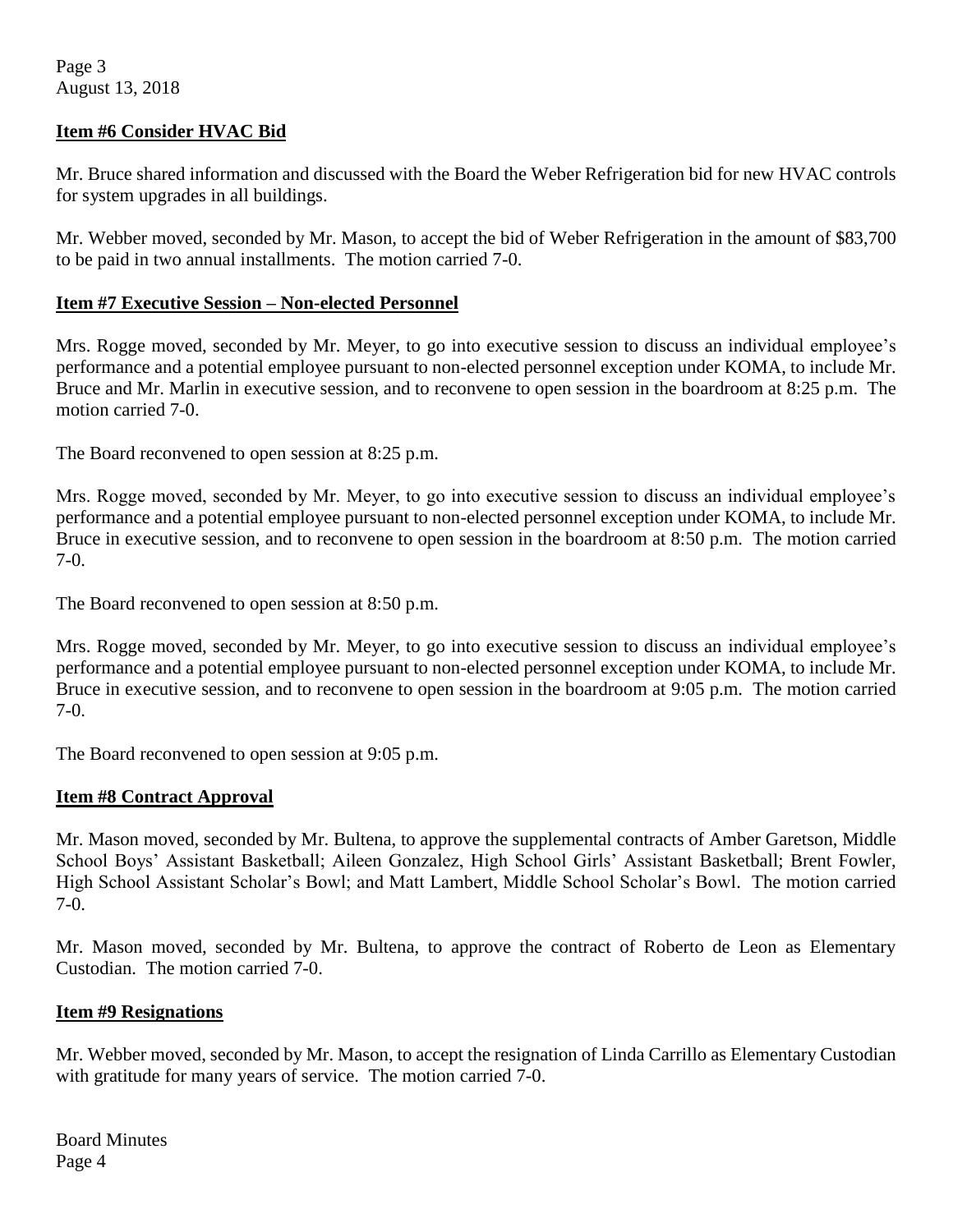## Item #6 Consider HVAC Bid

Mr. Bruce shared information and discussed with the Board the Weber Refrigeration bid for new HVAC controls for system upgrades in all buildings.

Mr. Webber moved, seconded by Mr. Mason, to accept the bid of Weber Refrigeration in the amount of $83,700 to be paid in two annual installments. The motion carried 7-0.

## Item #7 Executive Session – Non-elected Personnel

Mrs. Rogge moved, seconded by Mr. Meyer, to go into executive session to discuss an individual employee's performance and a potential employee pursuant to non-elected personnel exception under KOMA, to include Mr. Bruce and Mr. Marlin in executive session, and to reconvene to open session in the boardroom at 8:25 p.m. The motion carried 7-0.

The Board reconvened to open session at 8:25 p.m.

Mrs. Rogge moved, seconded by Mr. Meyer, to go into executive session to discuss an individual employee's performance and a potential employee pursuant to non-elected personnel exception under KOMA, to include Mr. Bruce in executive session, and to reconvene to open session in the boardroom at 8:50 p.m. The motion carried 7-0.

The Board reconvened to open session at 8:50 p.m.

Mrs. Rogge moved, seconded by Mr. Meyer, to go into executive session to discuss an individual employee's performance and a potential employee pursuant to non-elected personnel exception under KOMA, to include Mr. Bruce in executive session, and to reconvene to open session in the boardroom at 9:05 p.m. The motion carried 7-0.

The Board reconvened to open session at 9:05 p.m.

## Item #8 Contract Approval

Mr. Mason moved, seconded by Mr. Bultena, to approve the supplemental contracts of Amber Garetson, Middle School Boys' Assistant Basketball; Aileen Gonzalez, High School Girls' Assistant Basketball; Brent Fowler, High School Assistant Scholar's Bowl; and Matt Lambert, Middle School Scholar's Bowl. The motion carried 7-0.

Mr. Mason moved, seconded by Mr. Bultena, to approve the contract of Roberto de Leon as Elementary Custodian. The motion carried 7-0.

## Item #9 Resignations

Mr. Webber moved, seconded by Mr. Mason, to accept the resignation of Linda Carrillo as Elementary Custodian with gratitude for many years of service. The motion carried 7-0.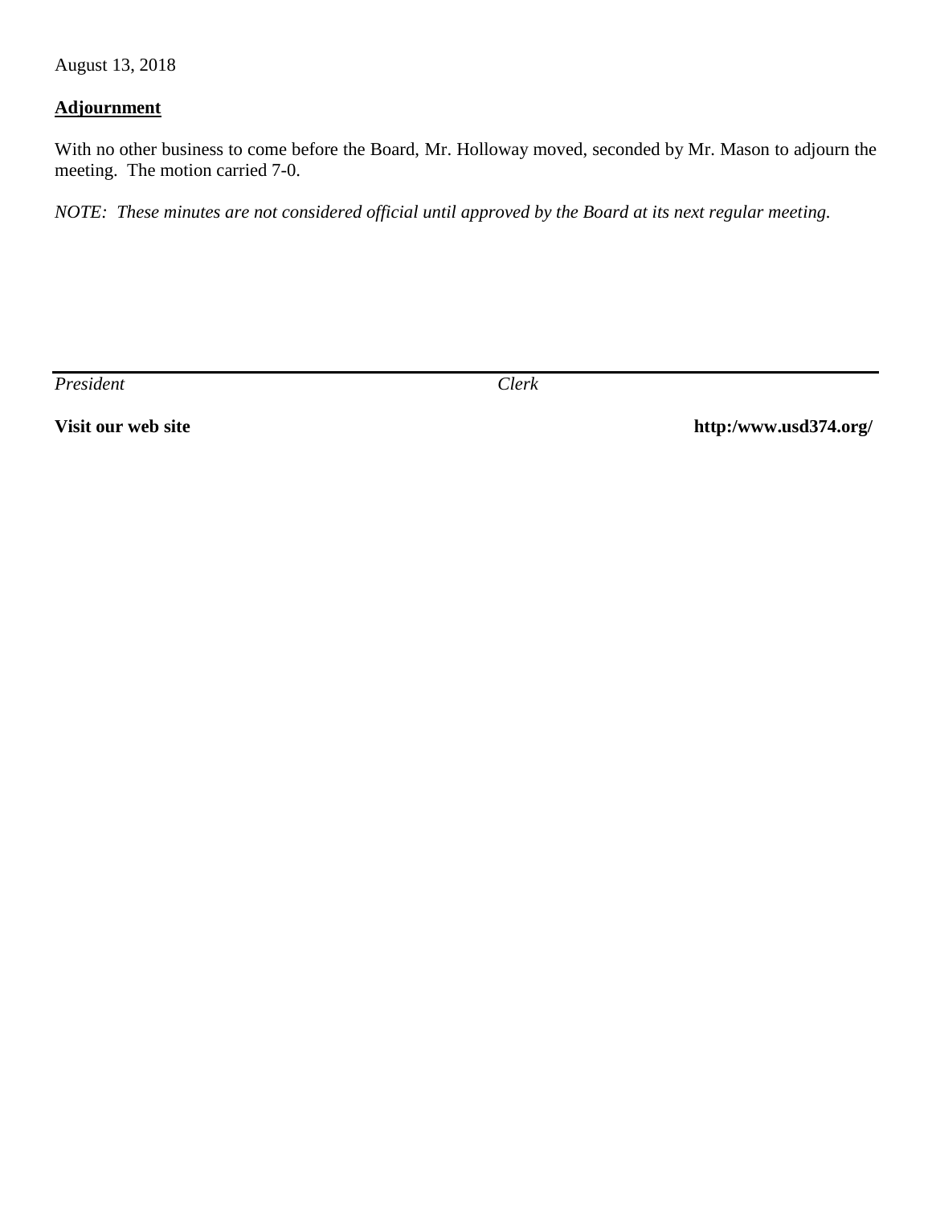August 13, 2018

## Adjournment

With no other business to come before the Board, Mr. Holloway moved, seconded by Mr. Mason to adjourn the meeting. The motion carried 7-0.

*NOTE: These minutes are not considered official until approved by the Board at its next regular meeting.*

*President* *Clerk*

**Visit our web site** **http:/www.usd374.org/**